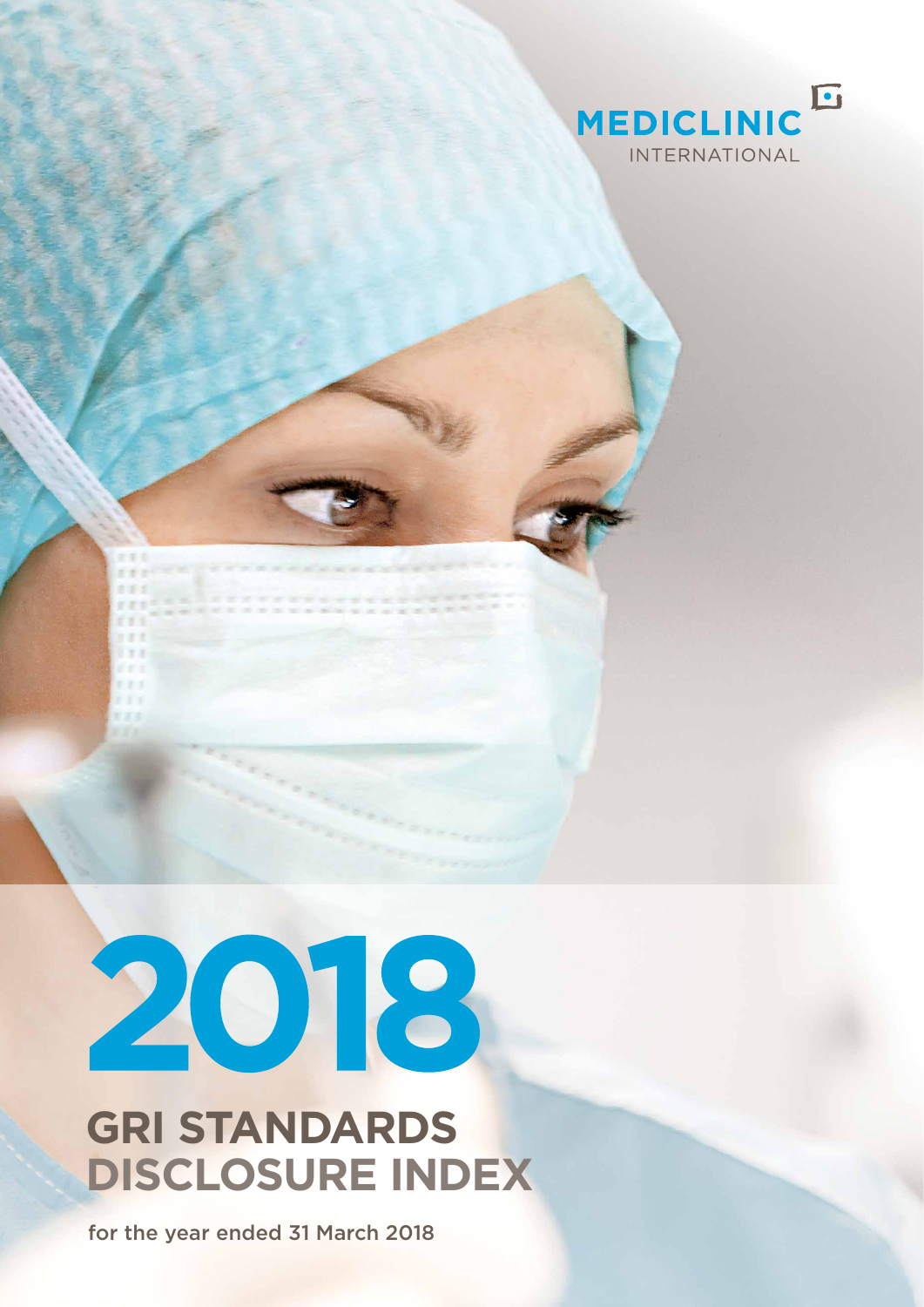MEDICLINIC INTERNATIONAL

# 2018

# GRI STANDARDS DISCLOSURE INDEX

for the year ended 31 March 2018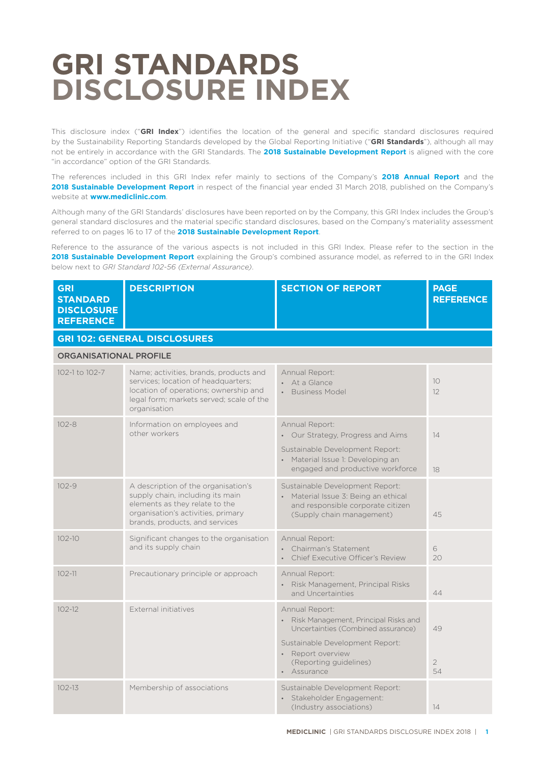# GRI STANDARDS DISCLOSURE INDEX

This disclosure index ("**GRI Index**") identifies the location of the general and specific standard disclosures required by the Sustainability Reporting Standards developed by the Global Reporting Initiative ("**GRI Standards**"), although all may not be entirely in accordance with the GRI Standards. The **2018 Sustainable Development Report** is aligned with the core "in accordance" option of the GRI Standards.

The references included in this GRI Index refer mainly to sections of the Company's **2018 Annual Report** and the **2018 Sustainable Development Report** in respect of the financial year ended 31 March 2018, published on the Company's website at **www.mediclinic.com**.

Although many of the GRI Standards' disclosures have been reported on by the Company, this GRI Index includes the Group's general standard disclosures and the material specific standard disclosures, based on the Company's materiality assessment referred to on pages 16 to 17 of the **2018 Sustainable Development Report**.

Reference to the assurance of the various aspects is not included in this GRI Index. Please refer to the section in the **2018 Sustainable Development Report** explaining the Group's combined assurance model, as referred to in the GRI Index below next to *GRI Standard 102-56 (External Assurance)*.

| GRI STANDARD DISCLOSURE REFERENCE | DESCRIPTION | SECTION OF REPORT | PAGE REFERENCE |
|---|---|---|---|
| **GRI 102: GENERAL DISCLOSURES** | | | |
| **ORGANISATIONAL PROFILE** | | | |
| 102-1 to 102-7 | Name; activities, brands, products and services; location of headquarters; location of operations; ownership and legal form; markets served; scale of the organisation | Annual Report:<br>• At a Glance<br>• Business Model | 10<br>12 |
| 102-8 | Information on employees and other workers | Annual Report:<br>• Our Strategy, Progress and Aims<br>Sustainable Development Report:<br>• Material Issue 1: Developing an engaged and productive workforce | 14<br><br>18 |
| 102-9 | A description of the organisation's supply chain, including its main elements as they relate to the organisation's activities, primary brands, products, and services | Sustainable Development Report:<br>• Material Issue 3: Being an ethical and responsible corporate citizen (Supply chain management) | 45 |
| 102-10 | Significant changes to the organisation and its supply chain | Annual Report:<br>• Chairman's Statement<br>• Chief Executive Officer's Review | 6<br>20 |
| 102-11 | Precautionary principle or approach | Annual Report:<br>• Risk Management, Principal Risks and Uncertainties | 44 |
| 102-12 | External initiatives | Annual Report:<br>• Risk Management, Principal Risks and Uncertainties (Combined assurance)<br>Sustainable Development Report:<br>• Report overview (Reporting guidelines)<br>• Assurance | 49<br><br>2<br>54 |
| 102-13 | Membership of associations | Sustainable Development Report:<br>• Stakeholder Engagement: (Industry associations) | 14 |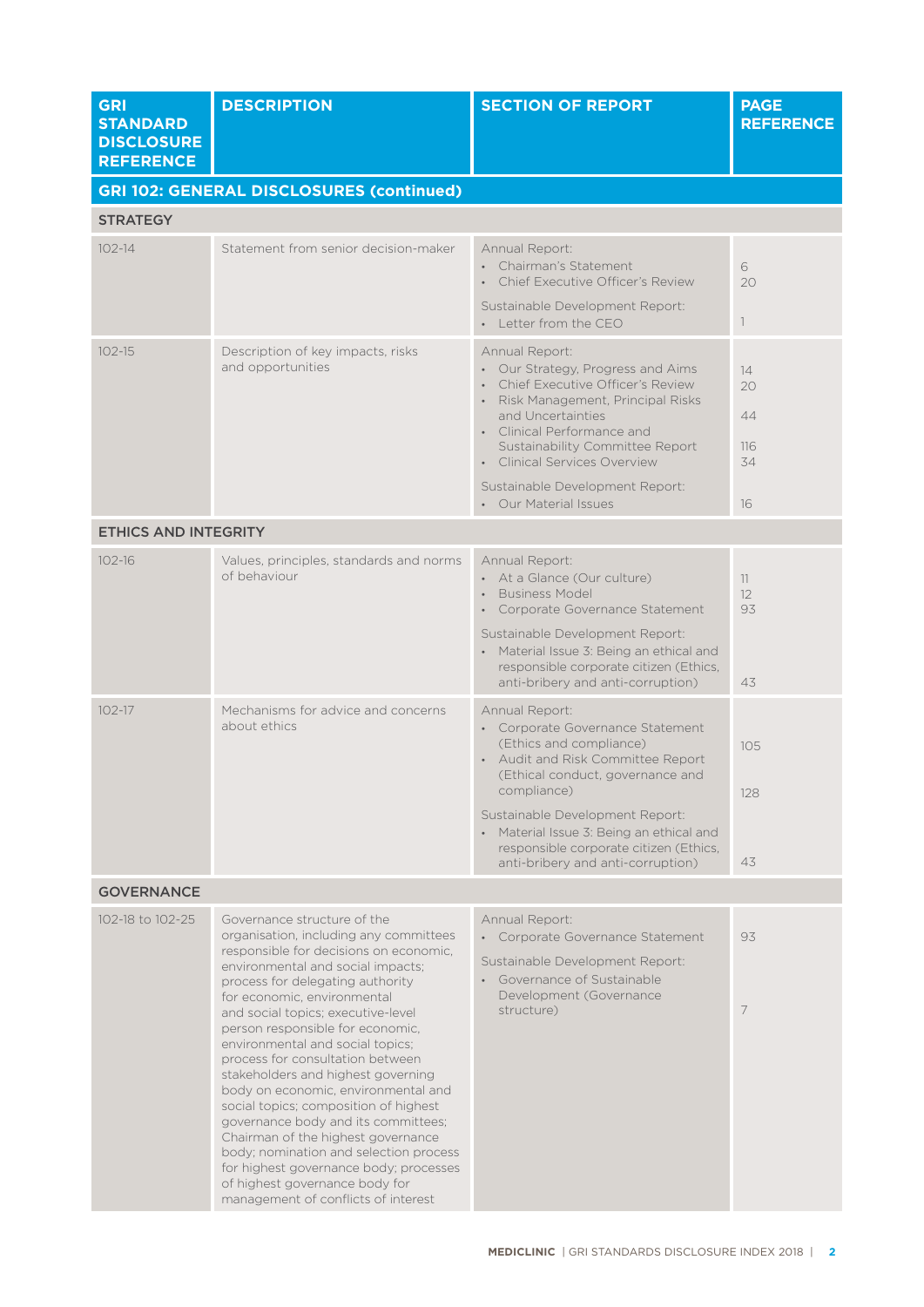| GRI STANDARD DISCLOSURE REFERENCE | DESCRIPTION | SECTION OF REPORT | PAGE REFERENCE |
|---|---|---|---|
| **GRI 102: GENERAL DISCLOSURES (continued)** | | | |
| **STRATEGY** | | | |
| 102-14 | Statement from senior decision-maker | Annual Report:<br>• Chairman's Statement<br>• Chief Executive Officer's Review<br><br>Sustainable Development Report:<br>• Letter from the CEO | <br>6<br>20<br><br><br>1 |
| 102-15 | Description of key impacts, risks and opportunities | Annual Report:<br>• Our Strategy, Progress and Aims<br>• Chief Executive Officer's Review<br>• Risk Management, Principal Risks and Uncertainties<br>• Clinical Performance and Sustainability Committee Report<br>• Clinical Services Overview<br><br>Sustainable Development Report:<br>• Our Material Issues | <br>14<br>20<br>44<br><br>116<br>34<br><br><br>16 |
| **ETHICS AND INTEGRITY** | | | |
| 102-16 | Values, principles, standards and norms of behaviour | Annual Report:<br>• At a Glance (Our culture)<br>• Business Model<br>• Corporate Governance Statement<br><br>Sustainable Development Report:<br>• Material Issue 3: Being an ethical and responsible corporate citizen (Ethics, anti-bribery and anti-corruption) | <br>11<br>12<br>93<br><br><br><br>43 |
| 102-17 | Mechanisms for advice and concerns about ethics | Annual Report:<br>• Corporate Governance Statement (Ethics and compliance)<br>• Audit and Risk Committee Report (Ethical conduct, governance and compliance)<br><br>Sustainable Development Report:<br>• Material Issue 3: Being an ethical and responsible corporate citizen (Ethics, anti-bribery and anti-corruption) | <br>105<br><br>128<br><br><br><br>43 |
| **GOVERNANCE** | | | |
| 102-18 to 102-25 | Governance structure of the organisation, including any committees responsible for decisions on economic, environmental and social impacts; process for delegating authority for economic, environmental and social topics; executive-level person responsible for economic, environmental and social topics; process for consultation between stakeholders and highest governing body on economic, environmental and social topics; composition of highest governance body and its committees; Chairman of the highest governance body; nomination and selection process for highest governance body; processes of highest governance body for management of conflicts of interest | Annual Report:<br>• Corporate Governance Statement<br><br>Sustainable Development Report:<br>• Governance of Sustainable Development (Governance structure) | <br>93<br><br><br>7 |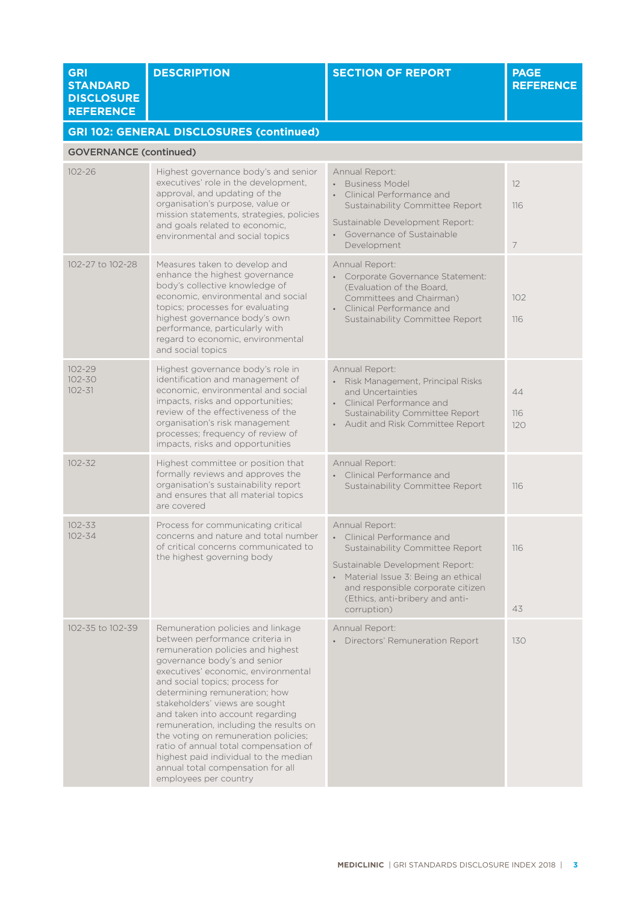| GRI STANDARD DISCLOSURE REFERENCE | DESCRIPTION | SECTION OF REPORT | PAGE REFERENCE |
|---|---|---|---|
| **GRI 102: GENERAL DISCLOSURES (continued)** | | | |
| **GOVERNANCE (continued)** | | | |
| 102-26 | Highest governance body's and senior executives' role in the development, approval, and updating of the organisation's purpose, value or mission statements, strategies, policies and goals related to economic, environmental and social topics | Annual Report:<br>• Business Model<br>• Clinical Performance and Sustainability Committee Report<br>Sustainable Development Report:<br>• Governance of Sustainable Development | 12<br>116<br>7 |
| 102-27 to 102-28 | Measures taken to develop and enhance the highest governance body's collective knowledge of economic, environmental and social topics; processes for evaluating highest governance body's own performance, particularly with regard to economic, environmental and social topics | Annual Report:<br>• Corporate Governance Statement: (Evaluation of the Board, Committees and Chairman)<br>• Clinical Performance and Sustainability Committee Report | 102<br>116 |
| 102-29<br>102-30<br>102-31 | Highest governance body's role in identification and management of economic, environmental and social impacts, risks and opportunities; review of the effectiveness of the organisation's risk management processes; frequency of review of impacts, risks and opportunities | Annual Report:<br>• Risk Management, Principal Risks and Uncertainties<br>• Clinical Performance and Sustainability Committee Report<br>• Audit and Risk Committee Report | 44<br>116<br>120 |
| 102-32 | Highest committee or position that formally reviews and approves the organisation's sustainability report and ensures that all material topics are covered | Annual Report:<br>• Clinical Performance and Sustainability Committee Report | 116 |
| 102-33<br>102-34 | Process for communicating critical concerns and nature and total number of critical concerns communicated to the highest governing body | Annual Report:<br>• Clinical Performance and Sustainability Committee Report<br>Sustainable Development Report:<br>• Material Issue 3: Being an ethical and responsible corporate citizen (Ethics, anti-bribery and anti-corruption) | 116<br>43 |
| 102-35 to 102-39 | Remuneration policies and linkage between performance criteria in remuneration policies and highest governance body's and senior executives' economic, environmental and social topics; process for determining remuneration; how stakeholders' views are sought and taken into account regarding remuneration, including the results on the voting on remuneration policies; ratio of annual total compensation of highest paid individual to the median annual total compensation for all employees per country | Annual Report:<br>• Directors' Remuneration Report | 130 |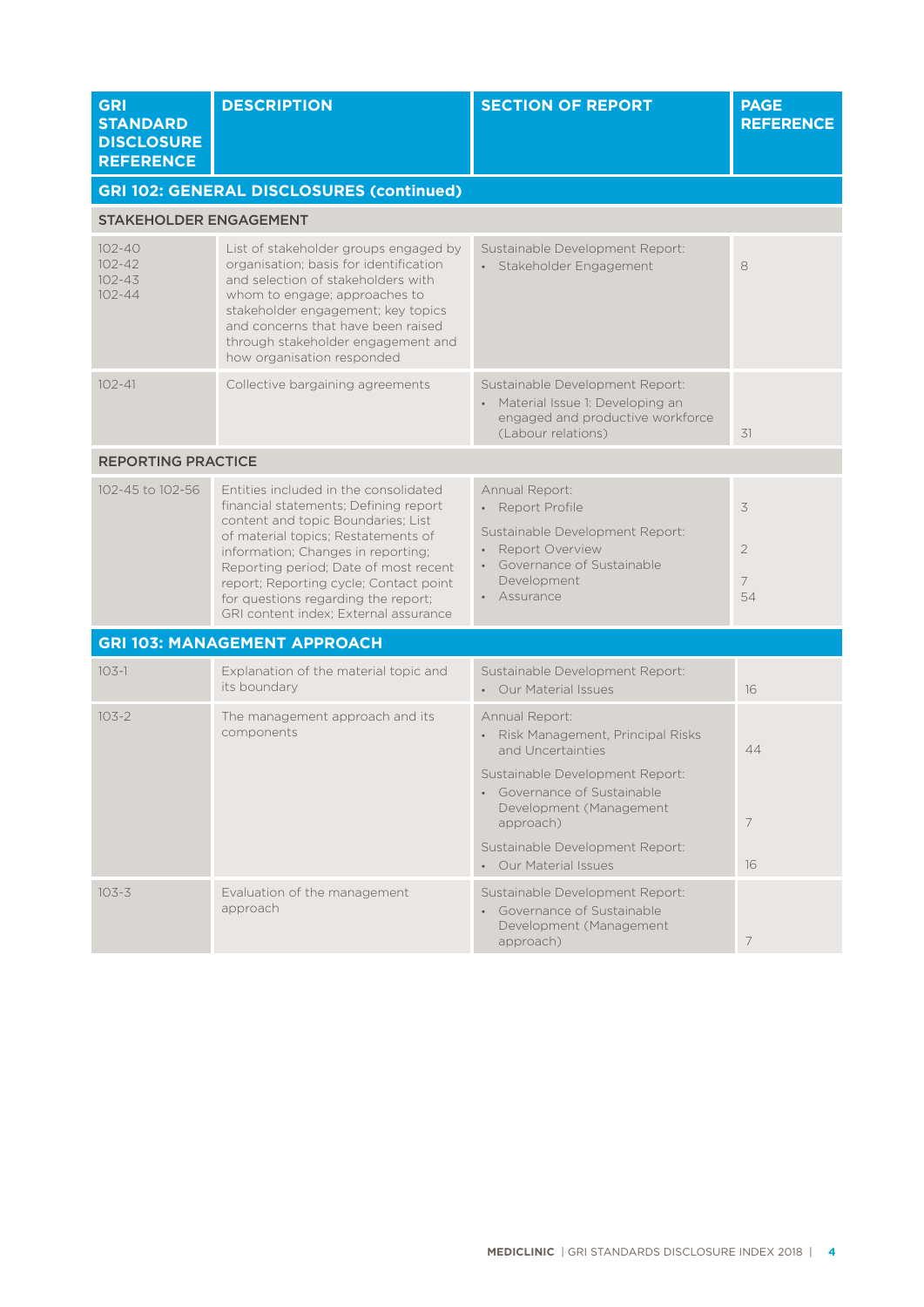| GRI STANDARD DISCLOSURE REFERENCE | DESCRIPTION | SECTION OF REPORT | PAGE REFERENCE |
|---|---|---|---|
| **GRI 102: GENERAL DISCLOSURES (continued)** | | | |
| **STAKEHOLDER ENGAGEMENT** | | | |
| 102-40<br>102-42<br>102-43<br>102-44 | List of stakeholder groups engaged by organisation; basis for identification and selection of stakeholders with whom to engage; approaches to stakeholder engagement; key topics and concerns that have been raised through stakeholder engagement and how organisation responded | Sustainable Development Report:<br>• Stakeholder Engagement | 8 |
| 102-41 | Collective bargaining agreements | Sustainable Development Report:<br>• Material Issue 1: Developing an engaged and productive workforce (Labour relations) | 31 |
| **REPORTING PRACTICE** | | | |
| 102-45 to 102-56 | Entities included in the consolidated financial statements; Defining report content and topic Boundaries; List of material topics; Restatements of information; Changes in reporting; Reporting period; Date of most recent report; Reporting cycle; Contact point for questions regarding the report; GRI content index; External assurance | Annual Report:<br>• Report Profile<br>Sustainable Development Report:<br>• Report Overview<br>• Governance of Sustainable Development<br>• Assurance | 3<br>2<br>7<br>54 |
| **GRI 103: MANAGEMENT APPROACH** | | | |
| 103-1 | Explanation of the material topic and its boundary | Sustainable Development Report:<br>• Our Material Issues | 16 |
| 103-2 | The management approach and its components | Annual Report:<br>• Risk Management, Principal Risks and Uncertainties<br>Sustainable Development Report:<br>• Governance of Sustainable Development (Management approach)<br>Sustainable Development Report:<br>• Our Material Issues | 44<br>7<br>16 |
| 103-3 | Evaluation of the management approach | Sustainable Development Report:<br>• Governance of Sustainable Development (Management approach) | 7 |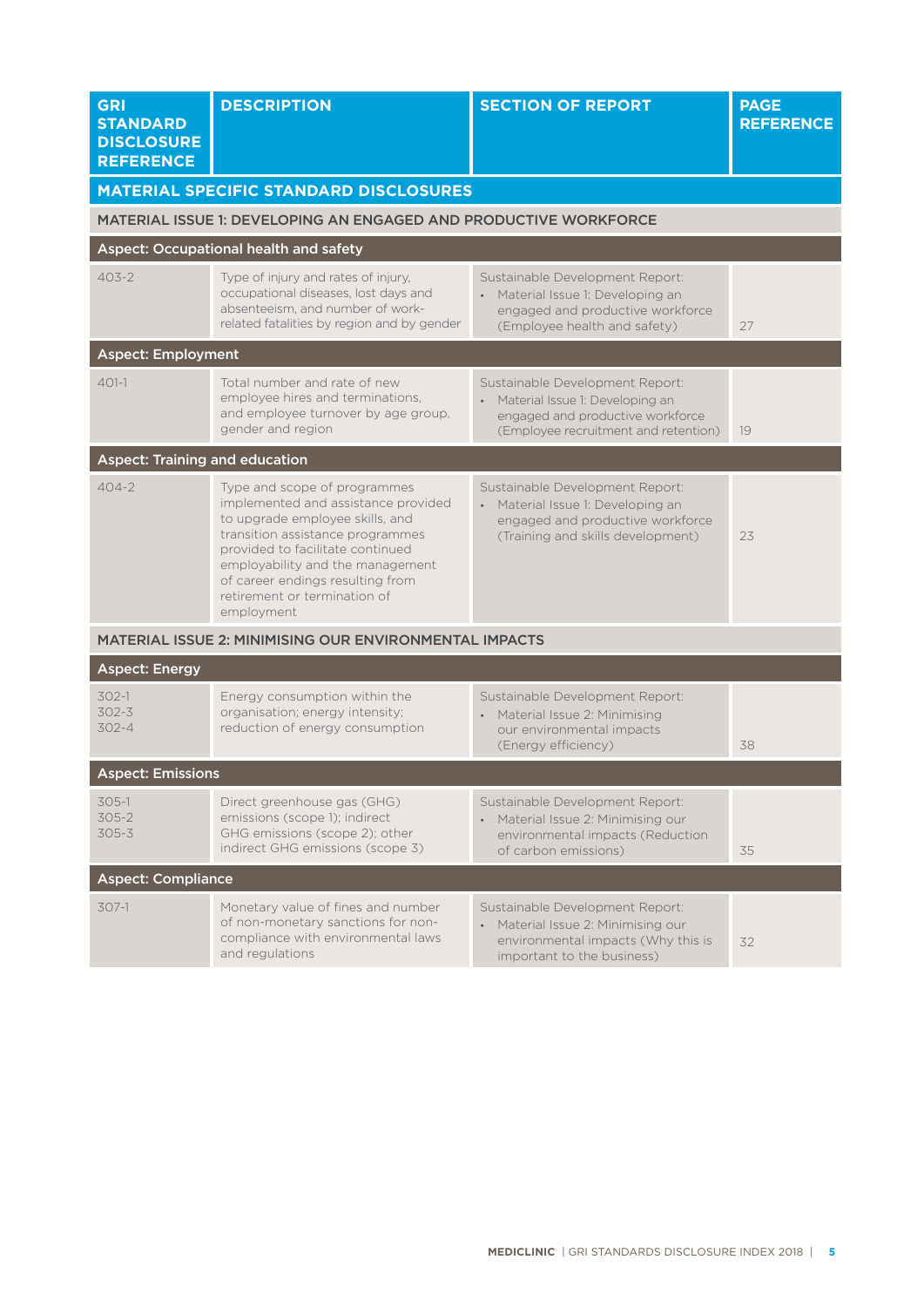| GRI STANDARD DISCLOSURE REFERENCE | DESCRIPTION | SECTION OF REPORT | PAGE REFERENCE |
|---|---|---|---|
| **MATERIAL SPECIFIC STANDARD DISCLOSURES** | | | |
| **MATERIAL ISSUE 1: DEVELOPING AN ENGAGED AND PRODUCTIVE WORKFORCE** | | | |
| **Aspect: Occupational health and safety** | | | |
| 403-2 | Type of injury and rates of injury, occupational diseases, lost days and absenteeism, and number of work-related fatalities by region and by gender | Sustainable Development Report: • Material Issue 1: Developing an engaged and productive workforce (Employee health and safety) | 27 |
| **Aspect: Employment** | | | |
| 401-1 | Total number and rate of new employee hires and terminations, and employee turnover by age group, gender and region | Sustainable Development Report: • Material Issue 1: Developing an engaged and productive workforce (Employee recruitment and retention) | 19 |
| **Aspect: Training and education** | | | |
| 404-2 | Type and scope of programmes implemented and assistance provided to upgrade employee skills, and transition assistance programmes provided to facilitate continued employability and the management of career endings resulting from retirement or termination of employment | Sustainable Development Report: • Material Issue 1: Developing an engaged and productive workforce (Training and skills development) | 23 |
| **MATERIAL ISSUE 2: MINIMISING OUR ENVIRONMENTAL IMPACTS** | | | |
| **Aspect: Energy** | | | |
| 302-1<br>302-3<br>302-4 | Energy consumption within the organisation; energy intensity; reduction of energy consumption | Sustainable Development Report: • Material Issue 2: Minimising our environmental impacts (Energy efficiency) | 38 |
| **Aspect: Emissions** | | | |
| 305-1<br>305-2<br>305-3 | Direct greenhouse gas (GHG) emissions (scope 1); indirect GHG emissions (scope 2); other indirect GHG emissions (scope 3) | Sustainable Development Report: • Material Issue 2: Minimising our environmental impacts (Reduction of carbon emissions) | 35 |
| **Aspect: Compliance** | | | |
| 307-1 | Monetary value of fines and number of non-monetary sanctions for non-compliance with environmental laws and regulations | Sustainable Development Report: • Material Issue 2: Minimising our environmental impacts (Why this is important to the business) | 32 |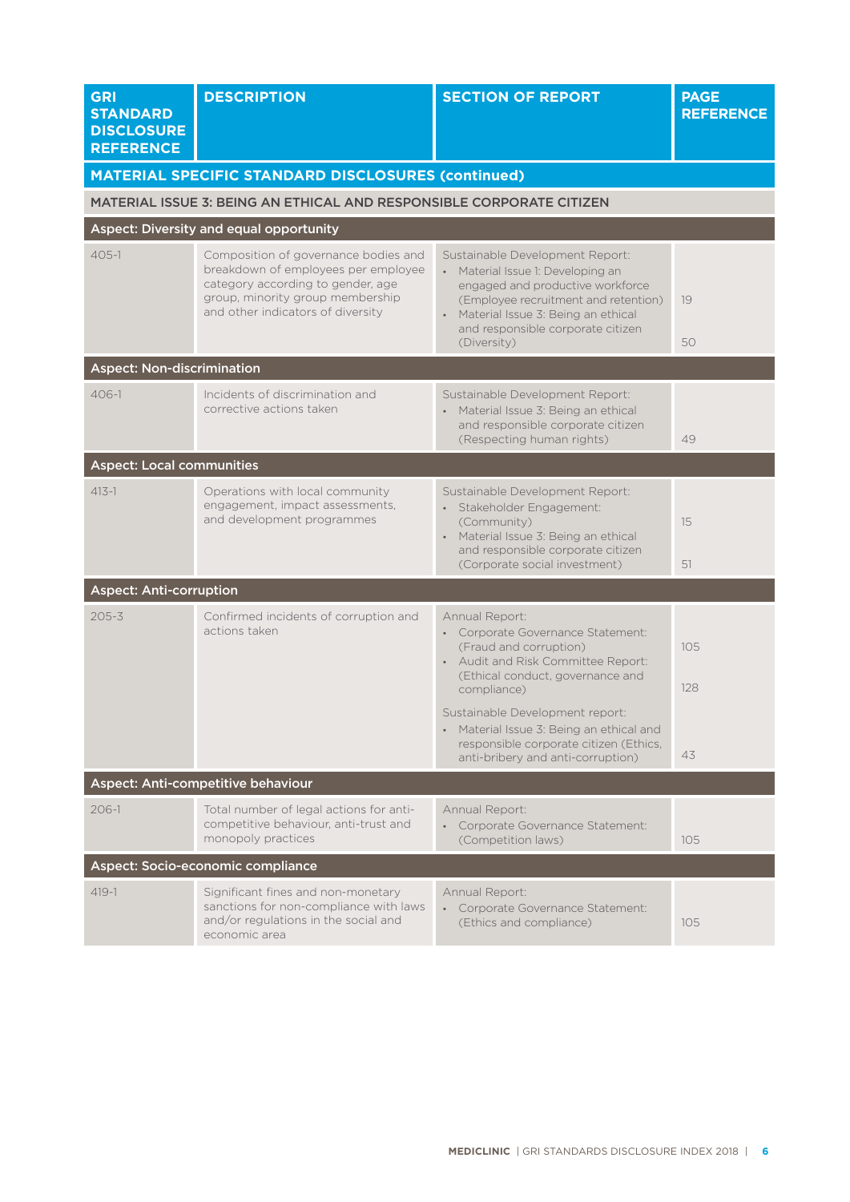| GRI STANDARD DISCLOSURE REFERENCE | DESCRIPTION | SECTION OF REPORT | PAGE REFERENCE |
|---|---|---|---|
| **MATERIAL SPECIFIC STANDARD DISCLOSURES (continued)** | | | |
| **MATERIAL ISSUE 3: BEING AN ETHICAL AND RESPONSIBLE CORPORATE CITIZEN** | | | |
| **Aspect: Diversity and equal opportunity** | | | |
| 405-1 | Composition of governance bodies and breakdown of employees per employee category according to gender, age group, minority group membership and other indicators of diversity | Sustainable Development Report: • Material Issue 1: Developing an engaged and productive workforce (Employee recruitment and retention) • Material Issue 3: Being an ethical and responsible corporate citizen (Diversity) | 19 50 |
| **Aspect: Non-discrimination** | | | |
| 406-1 | Incidents of discrimination and corrective actions taken | Sustainable Development Report: • Material Issue 3: Being an ethical and responsible corporate citizen (Respecting human rights) | 49 |
| **Aspect: Local communities** | | | |
| 413-1 | Operations with local community engagement, impact assessments, and development programmes | Sustainable Development Report: • Stakeholder Engagement: (Community) • Material Issue 3: Being an ethical and responsible corporate citizen (Corporate social investment) | 15 51 |
| **Aspect: Anti-corruption** | | | |
| 205-3 | Confirmed incidents of corruption and actions taken | Annual Report: • Corporate Governance Statement: (Fraud and corruption) • Audit and Risk Committee Report: (Ethical conduct, governance and compliance) Sustainable Development report: • Material Issue 3: Being an ethical and responsible corporate citizen (Ethics, anti-bribery and anti-corruption) | 105 128 43 |
| **Aspect: Anti-competitive behaviour** | | | |
| 206-1 | Total number of legal actions for anti-competitive behaviour, anti-trust and monopoly practices | Annual Report: • Corporate Governance Statement: (Competition laws) | 105 |
| **Aspect: Socio-economic compliance** | | | |
| 419-1 | Significant fines and non-monetary sanctions for non-compliance with laws and/or regulations in the social and economic area | Annual Report: • Corporate Governance Statement: (Ethics and compliance) | 105 |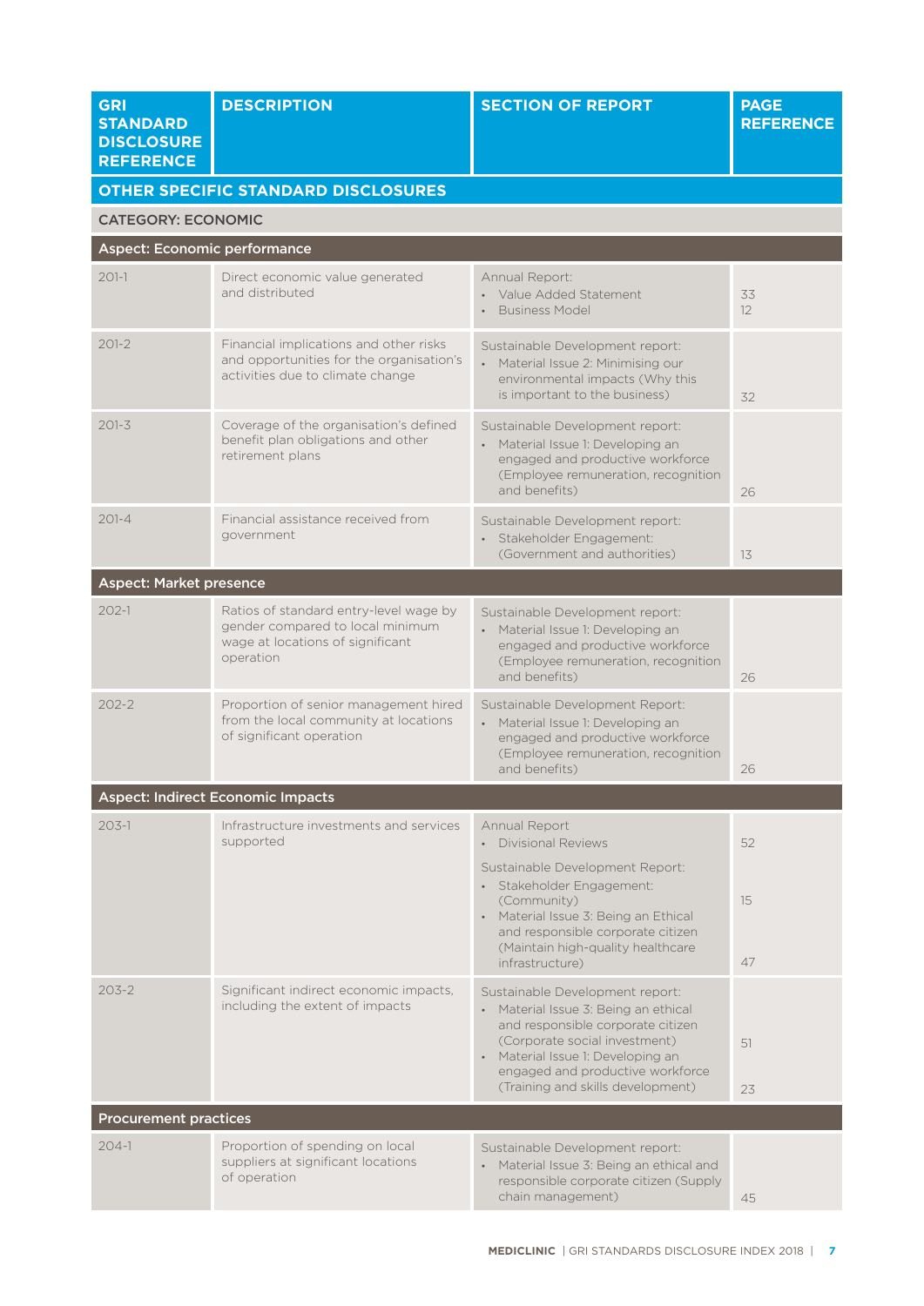| GRI STANDARD DISCLOSURE REFERENCE | DESCRIPTION | SECTION OF REPORT | PAGE REFERENCE |
|---|---|---|---|
| **OTHER SPECIFIC STANDARD DISCLOSURES** | | | |
| **CATEGORY: ECONOMIC** | | | |
| **Aspect: Economic performance** | | | |
| 201-1 | Direct economic value generated and distributed | Annual Report:<br>• Value Added Statement<br>• Business Model | 33<br>12 |
| 201-2 | Financial implications and other risks and opportunities for the organisation's activities due to climate change | Sustainable Development report:<br>• Material Issue 2: Minimising our environmental impacts (Why this is important to the business) | 32 |
| 201-3 | Coverage of the organisation's defined benefit plan obligations and other retirement plans | Sustainable Development report:<br>• Material Issue 1: Developing an engaged and productive workforce (Employee remuneration, recognition and benefits) | 26 |
| 201-4 | Financial assistance received from government | Sustainable Development report:<br>• Stakeholder Engagement: (Government and authorities) | 13 |
| **Aspect: Market presence** | | | |
| 202-1 | Ratios of standard entry-level wage by gender compared to local minimum wage at locations of significant operation | Sustainable Development report:<br>• Material Issue 1: Developing an engaged and productive workforce (Employee remuneration, recognition and benefits) | 26 |
| 202-2 | Proportion of senior management hired from the local community at locations of significant operation | Sustainable Development Report:<br>• Material Issue 1: Developing an engaged and productive workforce (Employee remuneration, recognition and benefits) | 26 |
| **Aspect: Indirect Economic Impacts** | | | |
| 203-1 | Infrastructure investments and services supported | Annual Report<br>• Divisional Reviews<br>Sustainable Development Report:<br>• Stakeholder Engagement: (Community)<br>• Material Issue 3: Being an Ethical and responsible corporate citizen (Maintain high-quality healthcare infrastructure) | 52<br><br>15<br><br>47 |
| 203-2 | Significant indirect economic impacts, including the extent of impacts | Sustainable Development report:<br>• Material Issue 3: Being an ethical and responsible corporate citizen (Corporate social investment)<br>• Material Issue 1: Developing an engaged and productive workforce (Training and skills development) | 51<br><br>23 |
| **Procurement practices** | | | |
| 204-1 | Proportion of spending on local suppliers at significant locations of operation | Sustainable Development report:<br>• Material Issue 3: Being an ethical and responsible corporate citizen (Supply chain management) | 45 |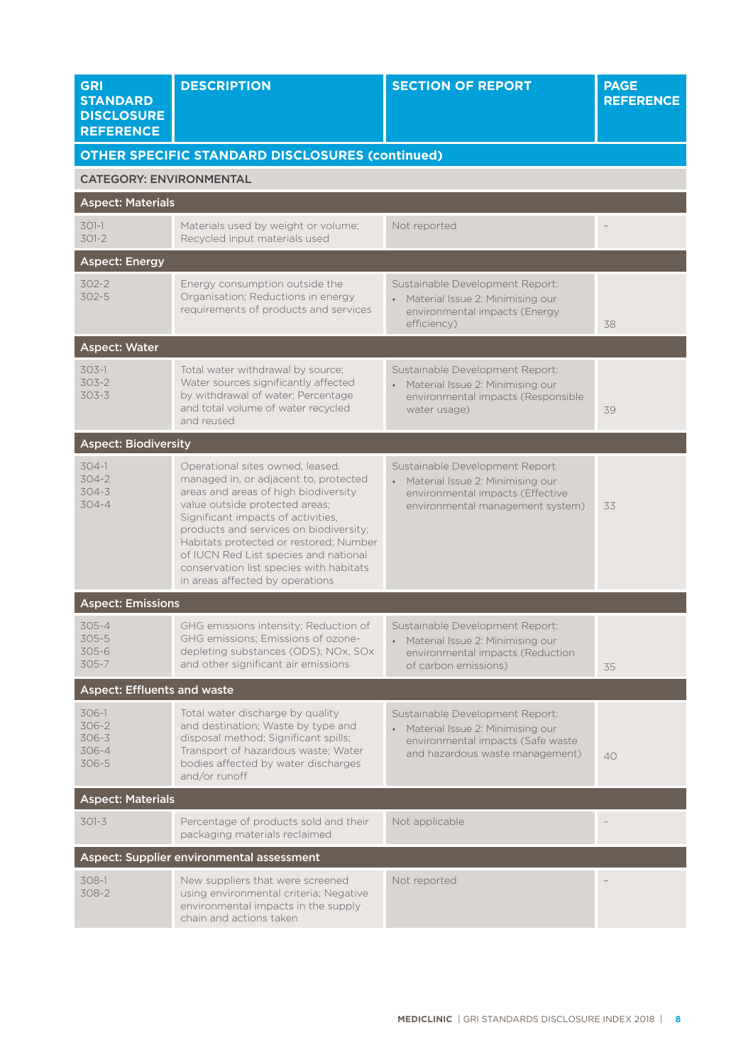| GRI STANDARD DISCLOSURE REFERENCE | DESCRIPTION | SECTION OF REPORT | PAGE REFERENCE |
|---|---|---|---|
| **OTHER SPECIFIC STANDARD DISCLOSURES (continued)** | | | |
| **CATEGORY: ENVIRONMENTAL** | | | |
| **Aspect: Materials** | | | |
| 301-1<br>301-2 | Materials used by weight or volume; Recycled input materials used | Not reported | – |
| **Aspect: Energy** | | | |
| 302-2<br>302-5 | Energy consumption outside the Organisation; Reductions in energy requirements of products and services | Sustainable Development Report:<br>• Material Issue 2: Minimising our environmental impacts (Energy efficiency) | 38 |
| **Aspect: Water** | | | |
| 303-1<br>303-2<br>303-3 | Total water withdrawal by source; Water sources significantly affected by withdrawal of water; Percentage and total volume of water recycled and reused | Sustainable Development Report:<br>• Material Issue 2: Minimising our environmental impacts (Responsible water usage) | 39 |
| **Aspect: Biodiversity** | | | |
| 304-1<br>304-2<br>304-3<br>304-4 | Operational sites owned, leased, managed in, or adjacent to, protected areas and areas of high biodiversity value outside protected areas; Significant impacts of activities, products and services on biodiversity; Habitats protected or restored; Number of IUCN Red List species and national conservation list species with habitats in areas affected by operations | Sustainable Development Report<br>• Material Issue 2: Minimising our environmental impacts (Effective environmental management system) | 33 |
| **Aspect: Emissions** | | | |
| 305-4<br>305-5<br>305-6<br>305-7 | GHG emissions intensity; Reduction of GHG emissions; Emissions of ozone-depleting substances (ODS); NOx, SOx and other significant air emissions | Sustainable Development Report:<br>• Material Issue 2: Minimising our environmental impacts (Reduction of carbon emissions) | 35 |
| **Aspect: Effluents and waste** | | | |
| 306-1<br>306-2<br>306-3<br>306-4<br>306-5 | Total water discharge by quality and destination; Waste by type and disposal method; Significant spills; Transport of hazardous waste; Water bodies affected by water discharges and/or runoff | Sustainable Development Report:<br>• Material Issue 2: Minimising our environmental impacts (Safe waste and hazardous waste management) | 40 |
| **Aspect: Materials** | | | |
| 301-3 | Percentage of products sold and their packaging materials reclaimed | Not applicable | – |
| **Aspect: Supplier environmental assessment** | | | |
| 308-1<br>308-2 | New suppliers that were screened using environmental criteria; Negative environmental impacts in the supply chain and actions taken | Not reported | – |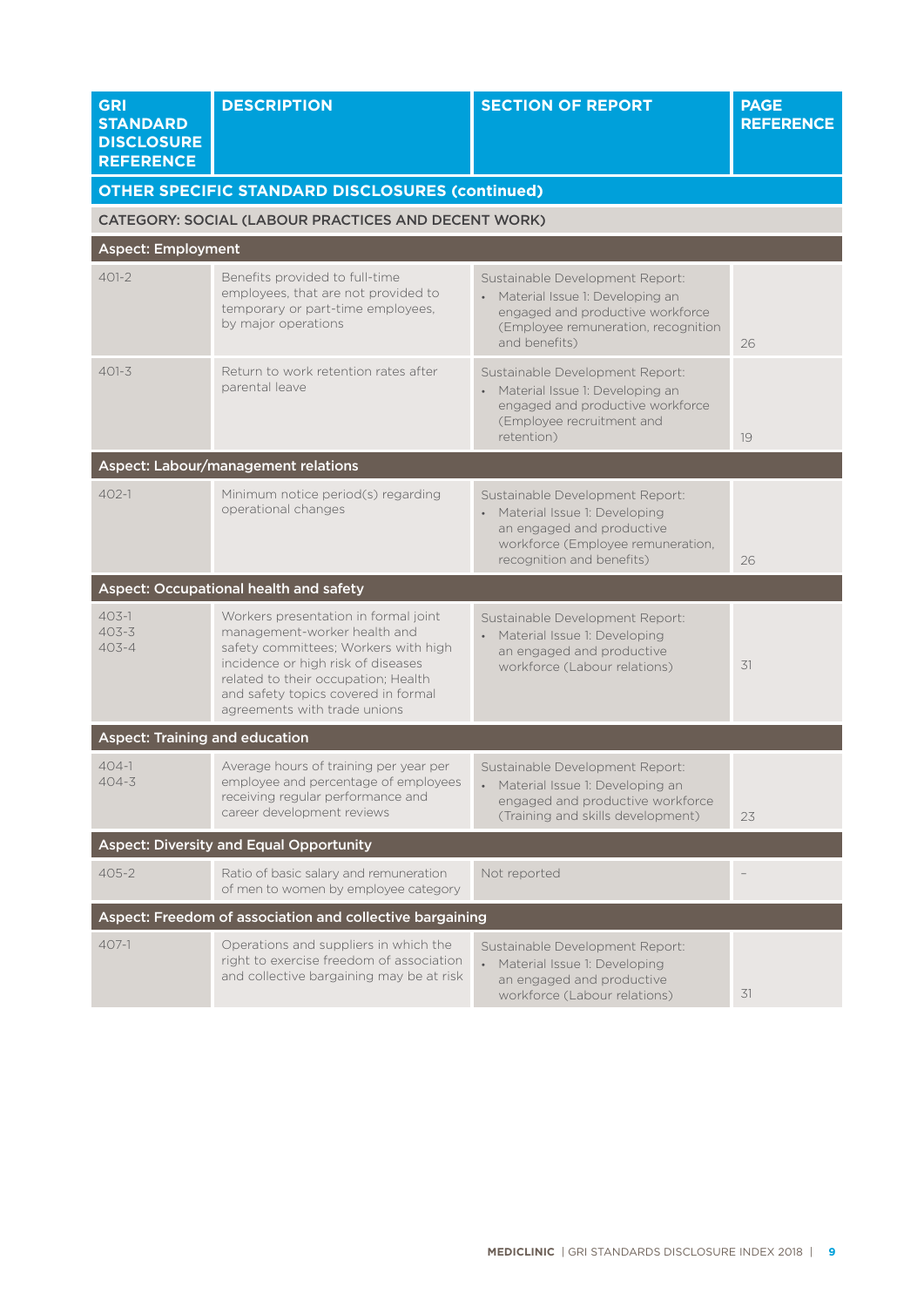| GRI STANDARD DISCLOSURE REFERENCE | DESCRIPTION | SECTION OF REPORT | PAGE REFERENCE |
| --- | --- | --- | --- |
| **OTHER SPECIFIC STANDARD DISCLOSURES (continued)** | | | |
| **CATEGORY: SOCIAL (LABOUR PRACTICES AND DECENT WORK)** | | | |
| **Aspect: Employment** | | | |
| 401-2 | Benefits provided to full-time employees, that are not provided to temporary or part-time employees, by major operations | Sustainable Development Report: • Material Issue 1: Developing an engaged and productive workforce (Employee remuneration, recognition and benefits) | 26 |
| 401-3 | Return to work retention rates after parental leave | Sustainable Development Report: • Material Issue 1: Developing an engaged and productive workforce (Employee recruitment and retention) | 19 |
| **Aspect: Labour/management relations** | | | |
| 402-1 | Minimum notice period(s) regarding operational changes | Sustainable Development Report: • Material Issue 1: Developing an engaged and productive workforce (Employee remuneration, recognition and benefits) | 26 |
| **Aspect: Occupational health and safety** | | | |
| 403-1<br>403-3<br>403-4 | Workers presentation in formal joint management-worker health and safety committees; Workers with high incidence or high risk of diseases related to their occupation; Health and safety topics covered in formal agreements with trade unions | Sustainable Development Report: • Material Issue 1: Developing an engaged and productive workforce (Labour relations) | 31 |
| **Aspect: Training and education** | | | |
| 404-1<br>404-3 | Average hours of training per year per employee and percentage of employees receiving regular performance and career development reviews | Sustainable Development Report: • Material Issue 1: Developing an engaged and productive workforce (Training and skills development) | 23 |
| **Aspect: Diversity and Equal Opportunity** | | | |
| 405-2 | Ratio of basic salary and remuneration of men to women by employee category | Not reported | – |
| **Aspect: Freedom of association and collective bargaining** | | | |
| 407-1 | Operations and suppliers in which the right to exercise freedom of association and collective bargaining may be at risk | Sustainable Development Report: • Material Issue 1: Developing an engaged and productive workforce (Labour relations) | 31 |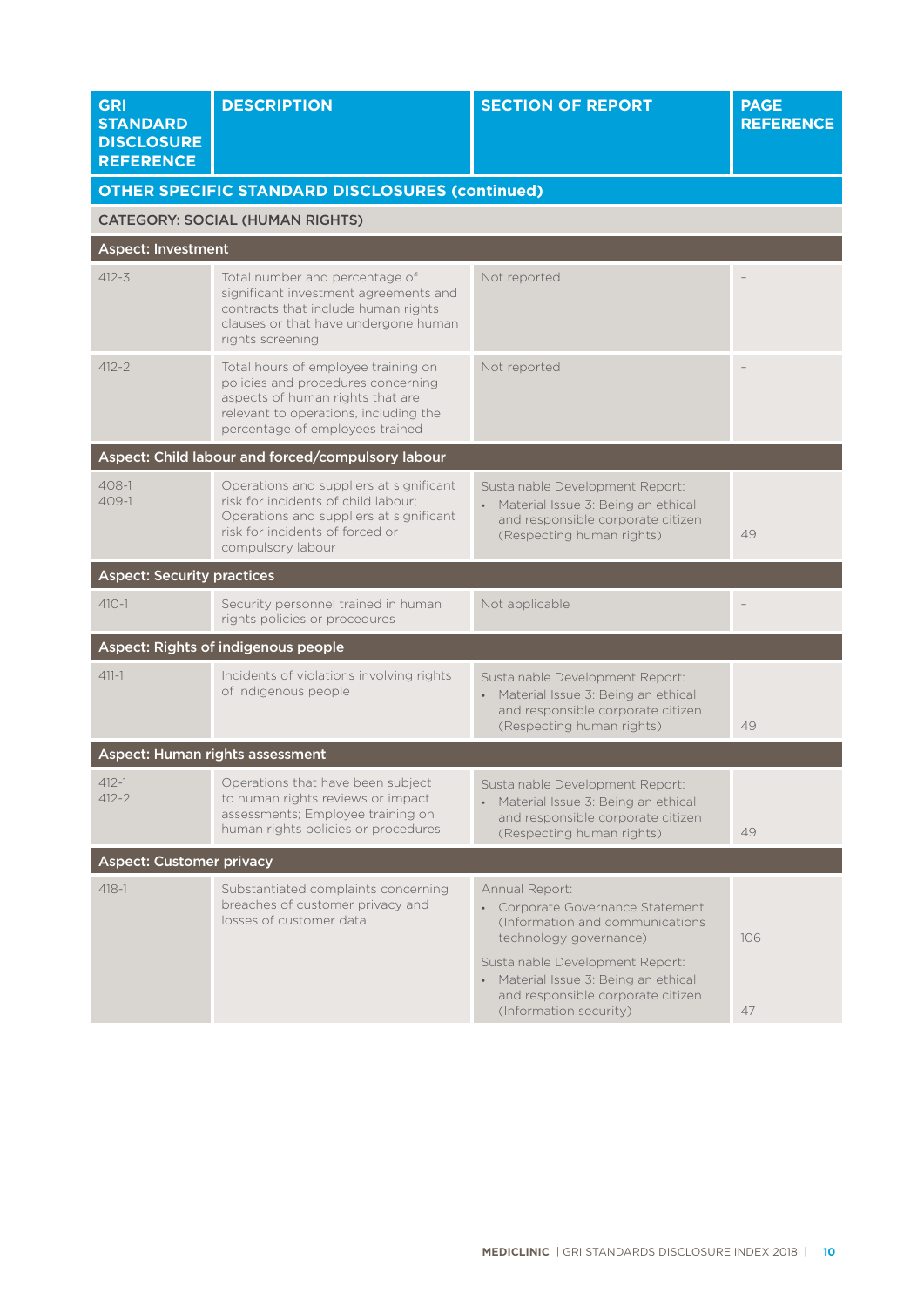| GRI STANDARD DISCLOSURE REFERENCE | DESCRIPTION | SECTION OF REPORT | PAGE REFERENCE |
|---|---|---|---|
| **OTHER SPECIFIC STANDARD DISCLOSURES (continued)** | | | |
| **CATEGORY: SOCIAL (HUMAN RIGHTS)** | | | |
| **Aspect: Investment** | | | |
| 412-3 | Total number and percentage of significant investment agreements and contracts that include human rights clauses or that have undergone human rights screening | Not reported | – |
| 412-2 | Total hours of employee training on policies and procedures concerning aspects of human rights that are relevant to operations, including the percentage of employees trained | Not reported | – |
| **Aspect: Child labour and forced/compulsory labour** | | | |
| 408-1<br>409-1 | Operations and suppliers at significant risk for incidents of child labour; Operations and suppliers at significant risk for incidents of forced or compulsory labour | Sustainable Development Report:<br>• Material Issue 3: Being an ethical and responsible corporate citizen (Respecting human rights) | 49 |
| **Aspect: Security practices** | | | |
| 410-1 | Security personnel trained in human rights policies or procedures | Not applicable | – |
| **Aspect: Rights of indigenous people** | | | |
| 411-1 | Incidents of violations involving rights of indigenous people | Sustainable Development Report:<br>• Material Issue 3: Being an ethical and responsible corporate citizen (Respecting human rights) | 49 |
| **Aspect: Human rights assessment** | | | |
| 412-1<br>412-2 | Operations that have been subject to human rights reviews or impact assessments; Employee training on human rights policies or procedures | Sustainable Development Report:<br>• Material Issue 3: Being an ethical and responsible corporate citizen (Respecting human rights) | 49 |
| **Aspect: Customer privacy** | | | |
| 418-1 | Substantiated complaints concerning breaches of customer privacy and losses of customer data | Annual Report:<br>• Corporate Governance Statement (Information and communications technology governance)<br>Sustainable Development Report:<br>• Material Issue 3: Being an ethical and responsible corporate citizen (Information security) | 106<br>47 |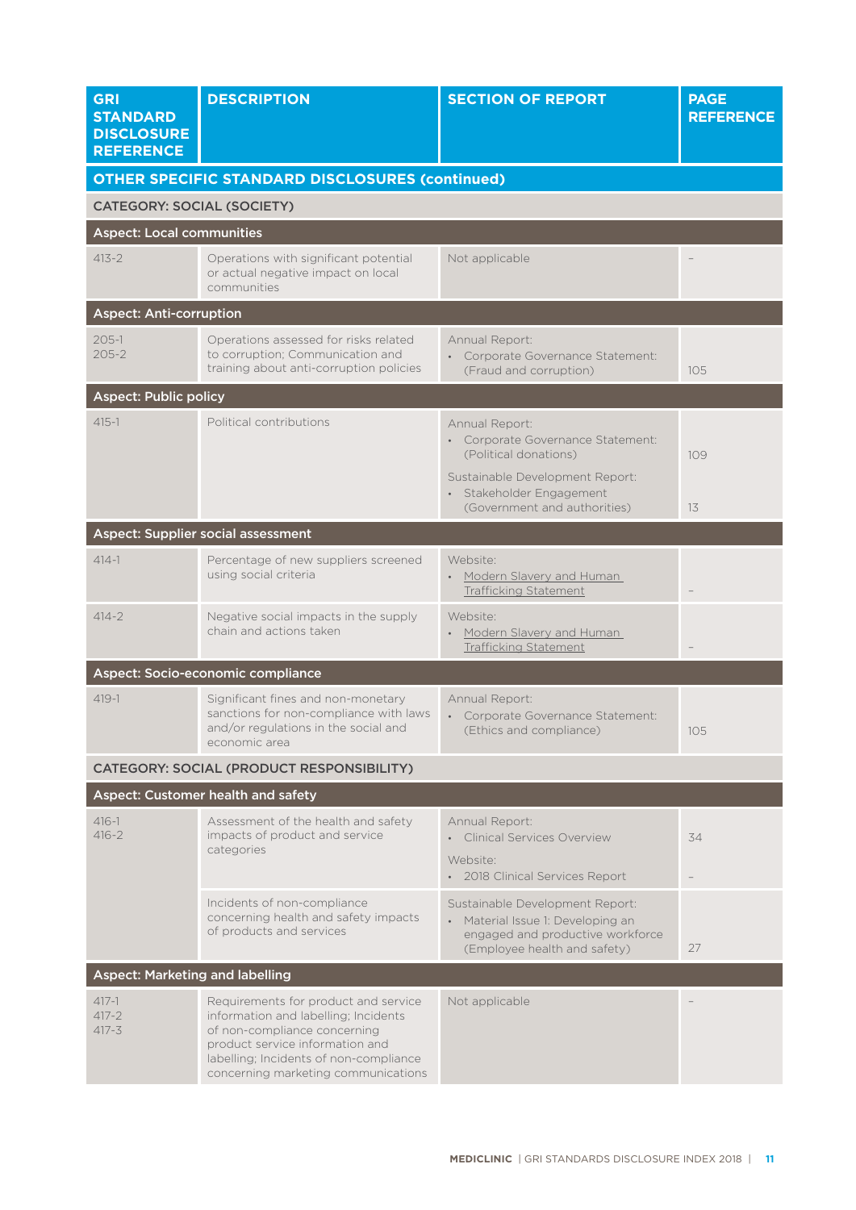| GRI STANDARD DISCLOSURE REFERENCE | DESCRIPTION | SECTION OF REPORT | PAGE REFERENCE |
|---|---|---|---|
| **OTHER SPECIFIC STANDARD DISCLOSURES (continued)** | | | |
| **CATEGORY: SOCIAL (SOCIETY)** | | | |
| **Aspect: Local communities** | | | |
| 413-2 | Operations with significant potential or actual negative impact on local communities | Not applicable | – |
| **Aspect: Anti-corruption** | | | |
| 205-1<br>205-2 | Operations assessed for risks related to corruption; Communication and training about anti-corruption policies | Annual Report:<br>• Corporate Governance Statement: (Fraud and corruption) | 105 |
| **Aspect: Public policy** | | | |
| 415-1 | Political contributions | Annual Report:<br>• Corporate Governance Statement: (Political donations)<br>Sustainable Development Report:<br>• Stakeholder Engagement (Government and authorities) | 109<br><br>13 |
| **Aspect: Supplier social assessment** | | | |
| 414-1 | Percentage of new suppliers screened using social criteria | Website:<br>• Modern Slavery and Human Trafficking Statement | – |
| 414-2 | Negative social impacts in the supply chain and actions taken | Website:<br>• Modern Slavery and Human Trafficking Statement | – |
| **Aspect: Socio-economic compliance** | | | |
| 419-1 | Significant fines and non-monetary sanctions for non-compliance with laws and/or regulations in the social and economic area | Annual Report:<br>• Corporate Governance Statement: (Ethics and compliance) | 105 |
| **CATEGORY: SOCIAL (PRODUCT RESPONSIBILITY)** | | | |
| **Aspect: Customer health and safety** | | | |
| 416-1<br>416-2 | Assessment of the health and safety impacts of product and service categories | Annual Report:<br>• Clinical Services Overview<br>Website:<br>• 2018 Clinical Services Report | 34<br><br>– |
| | Incidents of non-compliance concerning health and safety impacts of products and services | Sustainable Development Report:<br>• Material Issue 1: Developing an engaged and productive workforce (Employee health and safety) | 27 |
| **Aspect: Marketing and labelling** | | | |
| 417-1<br>417-2<br>417-3 | Requirements for product and service information and labelling; Incidents of non-compliance concerning product service information and labelling; Incidents of non-compliance concerning marketing communications | Not applicable | – |